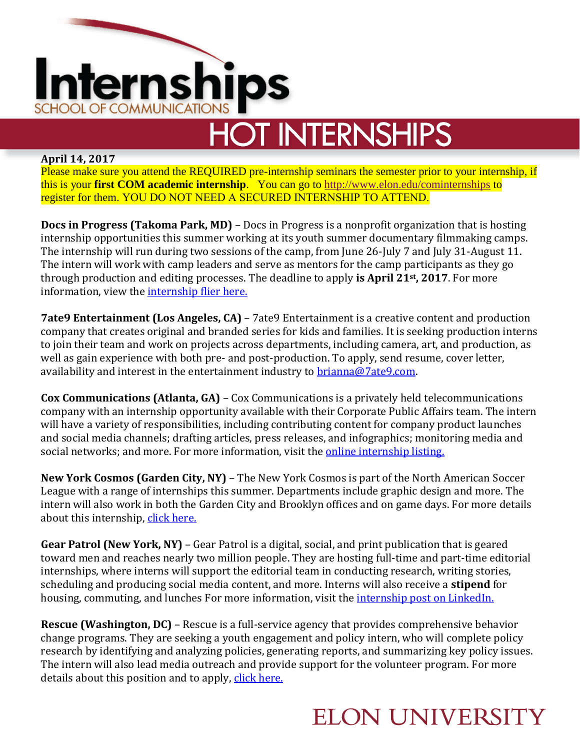# Internships

SCHOOL OF COMMUNICATIONS

## HOT INTERNSHIPS

**April 14, 2017**

Please make sure you attend the REQUIRED pre-internship seminars the semester prior to your internship, if this is your **first COM academic internship**. You can go to http://www.elon.edu/cominternships to register for them. YOU DO NOT NEED A SECURED INTERNSHIP TO ATTEND.

**Docs in Progress (Takoma Park, MD)** – Docs in Progress is a nonprofit organization that is hosting internship opportunities this summer working at its youth summer documentary filmmaking camps. The internship will run during two sessions of the camp, from June 26-July 7 and July 31-August 11. The intern will work with camp leaders and serve as mentors for the camp participants as they go through production and editing processes. The deadline to apply **is April 21st, 2017**. For more information, view the internship flier here.

**7ate9 Entertainment (Los Angeles, CA)** – 7ate9 Entertainment is a creative content and production company that creates original and branded series for kids and families. It is seeking production interns to join their team and work on projects across departments, including camera, art, and production, as well as gain experience with both pre- and post-production. To apply, send resume, cover letter, availability and interest in the entertainment industry to brianna@7ate9.com.

**Cox Communications (Atlanta, GA)** – Cox Communications is a privately held telecommunications company with an internship opportunity available with their Corporate Public Affairs team. The intern will have a variety of responsibilities, including contributing content for company product launches and social media channels; drafting articles, press releases, and infographics; monitoring media and social networks; and more. For more information, visit the online internship listing.

**New York Cosmos (Garden City, NY)** – The New York Cosmos is part of the North American Soccer League with a range of internships this summer. Departments include graphic design and more. The intern will also work in both the Garden City and Brooklyn offices and on game days. For more details about this internship, click here.

**Gear Patrol (New York, NY)** – Gear Patrol is a digital, social, and print publication that is geared toward men and reaches nearly two million people. They are hosting full-time and part-time editorial internships, where interns will support the editorial team in conducting research, writing stories, scheduling and producing social media content, and more. Interns will also receive a **stipend** for housing, commuting, and lunches For more information, visit the internship post on LinkedIn.

**Rescue (Washington, DC)** – Rescue is a full-service agency that provides comprehensive behavior change programs. They are seeking a youth engagement and policy intern, who will complete policy research by identifying and analyzing policies, generating reports, and summarizing key policy issues. The intern will also lead media outreach and provide support for the volunteer program. For more details about this position and to apply, click here.

ELON UNIVERSITY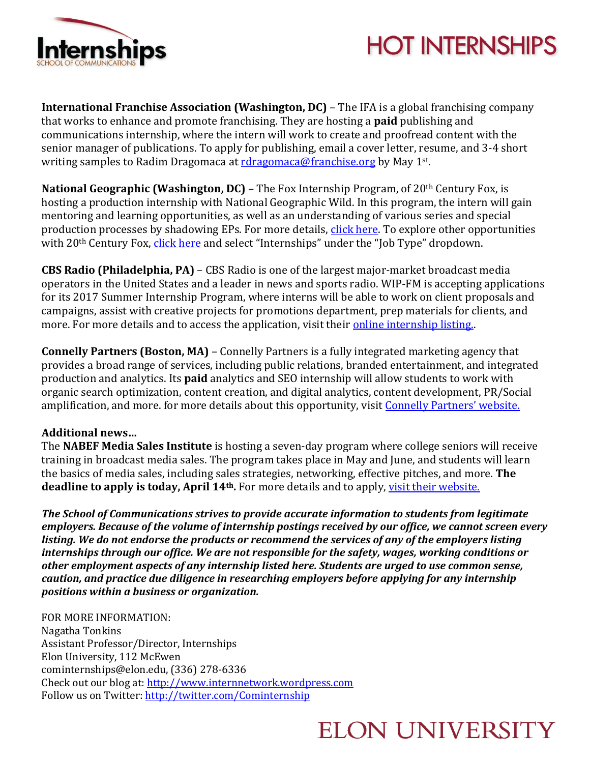# HOT INTERNSHIPS

**International Franchise Association (Washington, DC)** – The IFA is a global franchising company that works to enhance and promote franchising. They are hosting a **paid** publishing and communications internship, where the intern will work to create and proofread content with the senior manager of publications. To apply for publishing, email a cover letter, resume, and 3-4 short writing samples to Radim Dragomaca at rdragomaca@franchise.org by May 1st.

**National Geographic (Washington, DC)** – The Fox Internship Program, of 20th Century Fox, is hosting a production internship with National Geographic Wild. In this program, the intern will gain mentoring and learning opportunities, as well as an understanding of various series and special production processes by shadowing EPs. For more details, click here. To explore other opportunities with 20th Century Fox, click here and select "Internships" under the "Job Type" dropdown.

**CBS Radio (Philadelphia, PA)** – CBS Radio is one of the largest major-market broadcast media operators in the United States and a leader in news and sports radio. WIP-FM is accepting applications for its 2017 Summer Internship Program, where interns will be able to work on client proposals and campaigns, assist with creative projects for promotions department, prep materials for clients, and more. For more details and to access the application, visit their online internship listing..

**Connelly Partners (Boston, MA)** – Connelly Partners is a fully integrated marketing agency that provides a broad range of services, including public relations, branded entertainment, and integrated production and analytics. Its **paid** analytics and SEO internship will allow students to work with organic search optimization, content creation, and digital analytics, content development, PR/Social amplification, and more. for more details about this opportunity, visit Connelly Partners' website.

**Additional news…**

The **NABEF Media Sales Institute** is hosting a seven-day program where college seniors will receive training in broadcast media sales. The program takes place in May and June, and students will learn the basics of media sales, including sales strategies, networking, effective pitches, and more. **The deadline to apply is today, April 14th.** For more details and to apply, visit their website.

***The School of Communications strives to provide accurate information to students from legitimate employers. Because of the volume of internship postings received by our office, we cannot screen every listing. We do not endorse the products or recommend the services of any of the employers listing internships through our office. We are not responsible for the safety, wages, working conditions or other employment aspects of any internship listed here. Students are urged to use common sense, caution, and practice due diligence in researching employers before applying for any internship positions within a business or organization.***

FOR MORE INFORMATION:
Nagatha Tonkins
Assistant Professor/Director, Internships
Elon University, 112 McEwen
cominternships@elon.edu, (336) 278-6336
Check out our blog at: http://www.internnetwork.wordpress.com
Follow us on Twitter: http://twitter.com/Cominternship

ELON UNIVERSITY